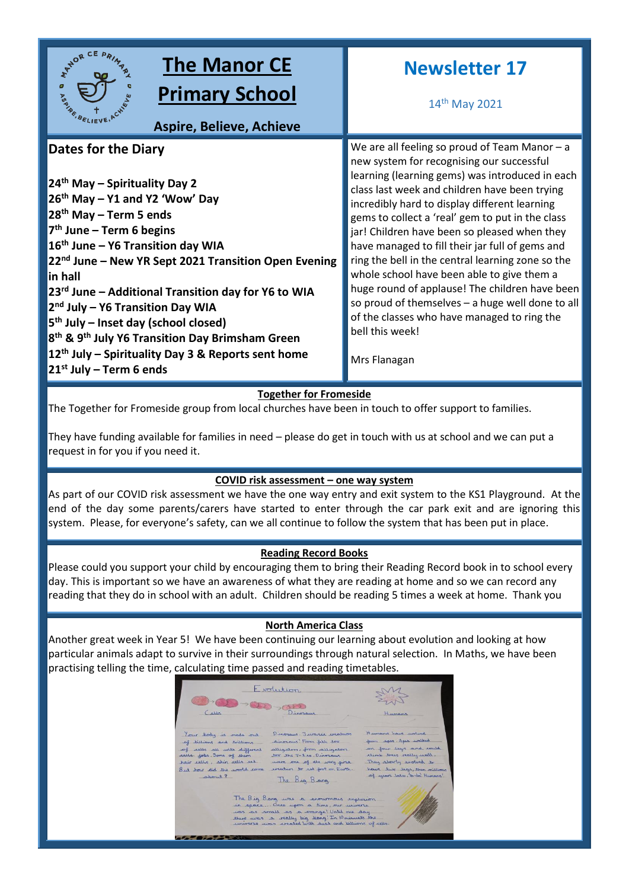# The Manor CE Primary School

**Aspire, Believe, Achieve**

# Newsletter 17

14th May 2021

## Dates for the Diary

**24th May – Spirituality Day 2**
**26th May – Y1 and Y2 'Wow' Day**
**28th May – Term 5 ends**
**7th June – Term 6 begins**
**16th June – Y6 Transition day WIA**
**22nd June – New YR Sept 2021 Transition Open Evening in hall**
**23rd June – Additional Transition day for Y6 to WIA**
**2nd July – Y6 Transition Day WIA**
**5th July – Inset day (school closed)**
**8th & 9th July Y6 Transition Day Brimsham Green**
**12th July – Spirituality Day 3 & Reports sent home**
**21st July – Term 6 ends**

We are all feeling so proud of Team Manor – a new system for recognising our successful learning (learning gems) was introduced in each class last week and children have been trying incredibly hard to display different learning gems to collect a 'real' gem to put in the class jar! Children have been so pleased when they have managed to fill their jar full of gems and ring the bell in the central learning zone so the whole school have been able to give them a huge round of applause! The children have been so proud of themselves – a huge well done to all of the classes who have managed to ring the bell this week!

Mrs Flanagan

## Together for Fromeside

The Together for Fromeside group from local churches have been in touch to offer support to families.

They have funding available for families in need – please do get in touch with us at school and we can put a request in for you if you need it.

## COVID risk assessment – one way system

As part of our COVID risk assessment we have the one way entry and exit system to the KS1 Playground. At the end of the day some parents/carers have started to enter through the car park exit and are ignoring this system. Please, for everyone's safety, can we all continue to follow the system that has been put in place.

## Reading Record Books

Please could you support your child by encouraging them to bring their Reading Record book in to school every day. This is important so we have an awareness of what they are reading at home and so we can record any reading that they do in school with an adult. Children should be reading 5 times a week at home. Thank you

## North America Class

Another great week in Year 5! We have been continuing our learning about evolution and looking at how particular animals adapt to survive in their surroundings through natural selection. In Maths, we have been practising telling the time, calculating time passed and reading timetables.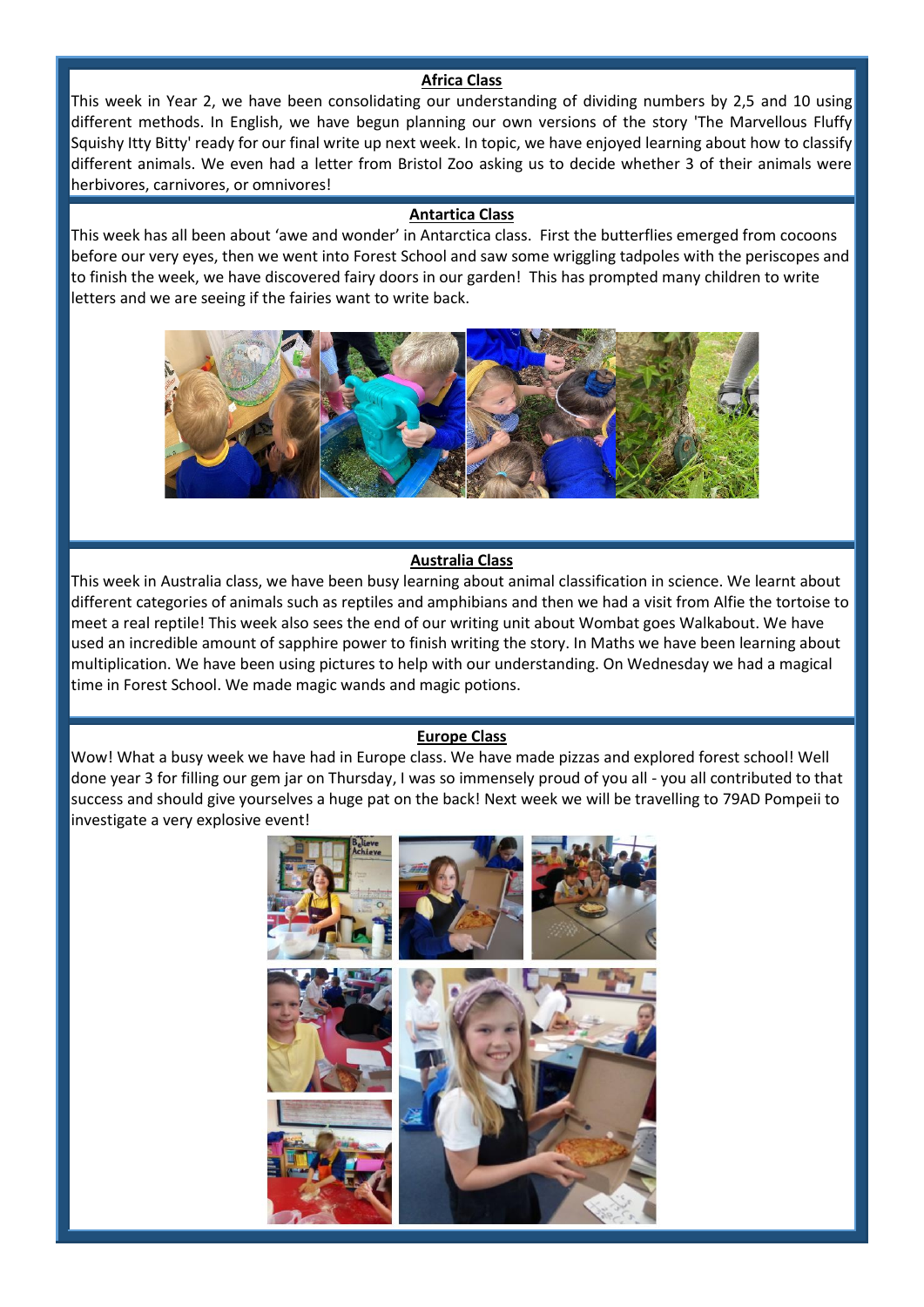## Africa Class

This week in Year 2, we have been consolidating our understanding of dividing numbers by 2,5 and 10 using different methods. In English, we have begun planning our own versions of the story 'The Marvellous Fluffy Squishy Itty Bitty' ready for our final write up next week. In topic, we have enjoyed learning about how to classify different animals. We even had a letter from Bristol Zoo asking us to decide whether 3 of their animals were herbivores, carnivores, or omnivores!

## Antartica Class

This week has all been about 'awe and wonder' in Antarctica class. First the butterflies emerged from cocoons before our very eyes, then we went into Forest School and saw some wriggling tadpoles with the periscopes and to finish the week, we have discovered fairy doors in our garden! This has prompted many children to write letters and we are seeing if the fairies want to write back.

## Australia Class

This week in Australia class, we have been busy learning about animal classification in science. We learnt about different categories of animals such as reptiles and amphibians and then we had a visit from Alfie the tortoise to meet a real reptile! This week also sees the end of our writing unit about Wombat goes Walkabout. We have used an incredible amount of sapphire power to finish writing the story. In Maths we have been learning about multiplication. We have been using pictures to help with our understanding. On Wednesday we had a magical time in Forest School. We made magic wands and magic potions.

## Europe Class

Wow! What a busy week we have had in Europe class. We have made pizzas and explored forest school! Well done year 3 for filling our gem jar on Thursday, I was so immensely proud of you all - you all contributed to that success and should give yourselves a huge pat on the back! Next week we will be travelling to 79AD Pompeii to investigate a very explosive event!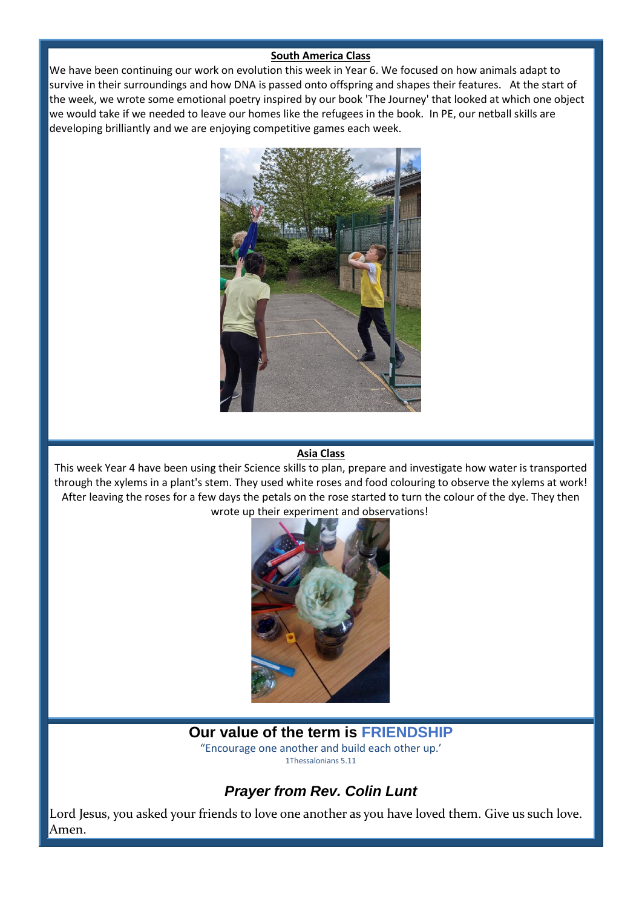## South America Class

We have been continuing our work on evolution this week in Year 6. We focused on how animals adapt to survive in their surroundings and how DNA is passed onto offspring and shapes their features. At the start of the week, we wrote some emotional poetry inspired by our book 'The Journey' that looked at which one object we would take if we needed to leave our homes like the refugees in the book. In PE, our netball skills are developing brilliantly and we are enjoying competitive games each week.

## Asia Class

This week Year 4 have been using their Science skills to plan, prepare and investigate how water is transported through the xylems in a plant's stem. They used white roses and food colouring to observe the xylems at work! After leaving the roses for a few days the petals on the rose started to turn the colour of the dye. They then wrote up their experiment and observations!

## Our value of the term is FRIENDSHIP

"Encourage one another and build each other up.'

1Thessalonians 5.11

### *Prayer from Rev. Colin Lunt*

Lord Jesus, you asked your friends to love one another as you have loved them. Give us such love. Amen.